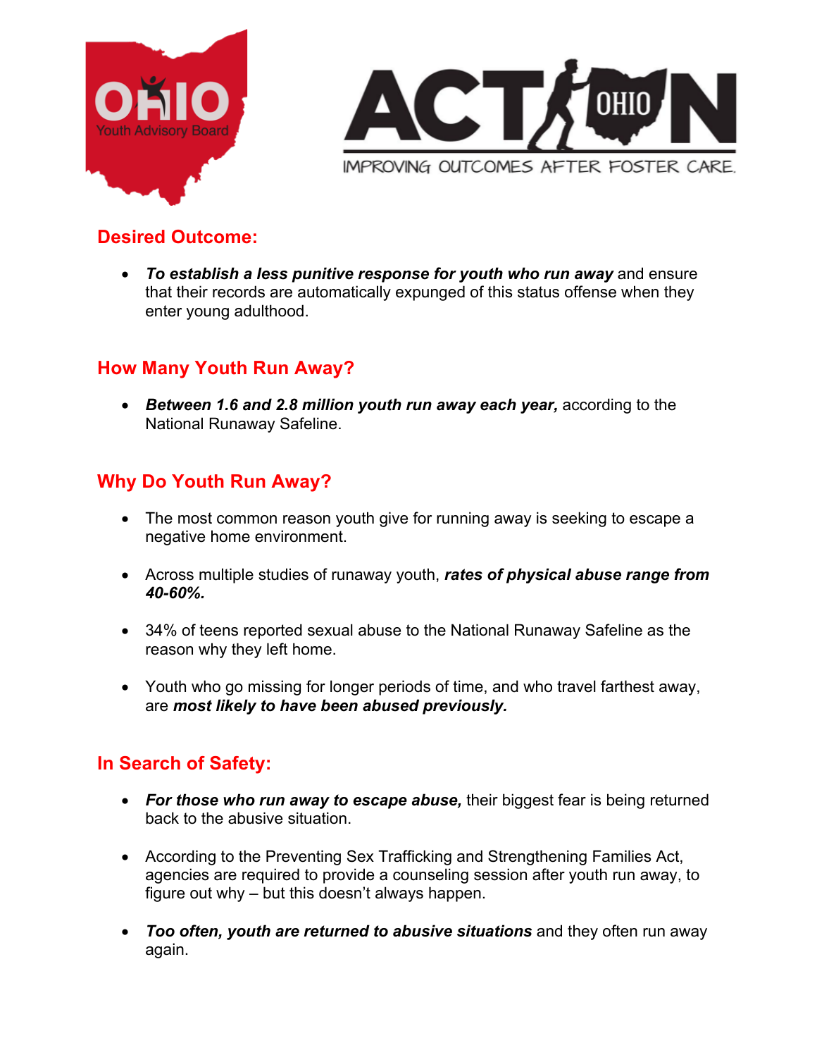OHIO Youth Advisory Board

ACTION OHIO

IMPROVING OUTCOMES AFTER FOSTER CARE.

## Desired Outcome:

- ***To establish a less punitive response for youth who run away*** and ensure that their records are automatically expunged of this status offense when they enter young adulthood.

## How Many Youth Run Away?

- ***Between 1.6 and 2.8 million youth run away each year,*** according to the National Runaway Safeline.

## Why Do Youth Run Away?

- The most common reason youth give for running away is seeking to escape a negative home environment.

- Across multiple studies of runaway youth, ***rates of physical abuse range from 40-60%.***

- 34% of teens reported sexual abuse to the National Runaway Safeline as the reason why they left home.

- Youth who go missing for longer periods of time, and who travel farthest away, are ***most likely to have been abused previously.***

## In Search of Safety:

- ***For those who run away to escape abuse,*** their biggest fear is being returned back to the abusive situation.

- According to the Preventing Sex Trafficking and Strengthening Families Act, agencies are required to provide a counseling session after youth run away, to figure out why – but this doesn't always happen.

- ***Too often, youth are returned to abusive situations*** and they often run away again.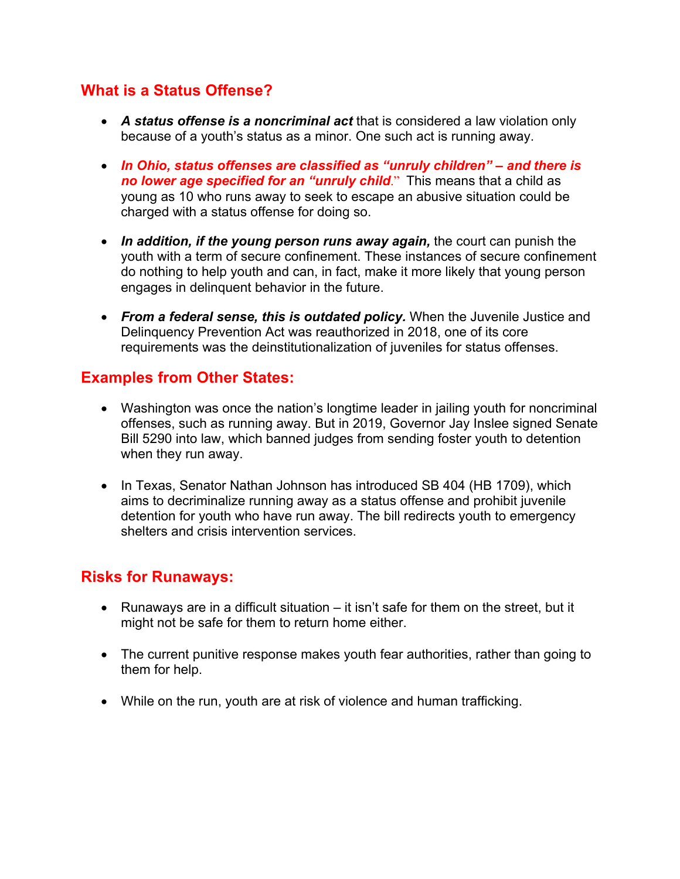## What is a Status Offense?

- ***A status offense is a noncriminal act*** that is considered a law violation only because of a youth's status as a minor. One such act is running away.

- ***In Ohio, status offenses are classified as "unruly children" – and there is no lower age specified for an "unruly child."*** This means that a child as young as 10 who runs away to seek to escape an abusive situation could be charged with a status offense for doing so.

- ***In addition, if the young person runs away again,*** the court can punish the youth with a term of secure confinement. These instances of secure confinement do nothing to help youth and can, in fact, make it more likely that young person engages in delinquent behavior in the future.

- ***From a federal sense, this is outdated policy.*** When the Juvenile Justice and Delinquency Prevention Act was reauthorized in 2018, one of its core requirements was the deinstitutionalization of juveniles for status offenses.

## Examples from Other States:

- Washington was once the nation's longtime leader in jailing youth for noncriminal offenses, such as running away. But in 2019, Governor Jay Inslee signed Senate Bill 5290 into law, which banned judges from sending foster youth to detention when they run away.

- In Texas, Senator Nathan Johnson has introduced SB 404 (HB 1709), which aims to decriminalize running away as a status offense and prohibit juvenile detention for youth who have run away. The bill redirects youth to emergency shelters and crisis intervention services.

## Risks for Runaways:

- Runaways are in a difficult situation – it isn't safe for them on the street, but it might not be safe for them to return home either.

- The current punitive response makes youth fear authorities, rather than going to them for help.

- While on the run, youth are at risk of violence and human trafficking.